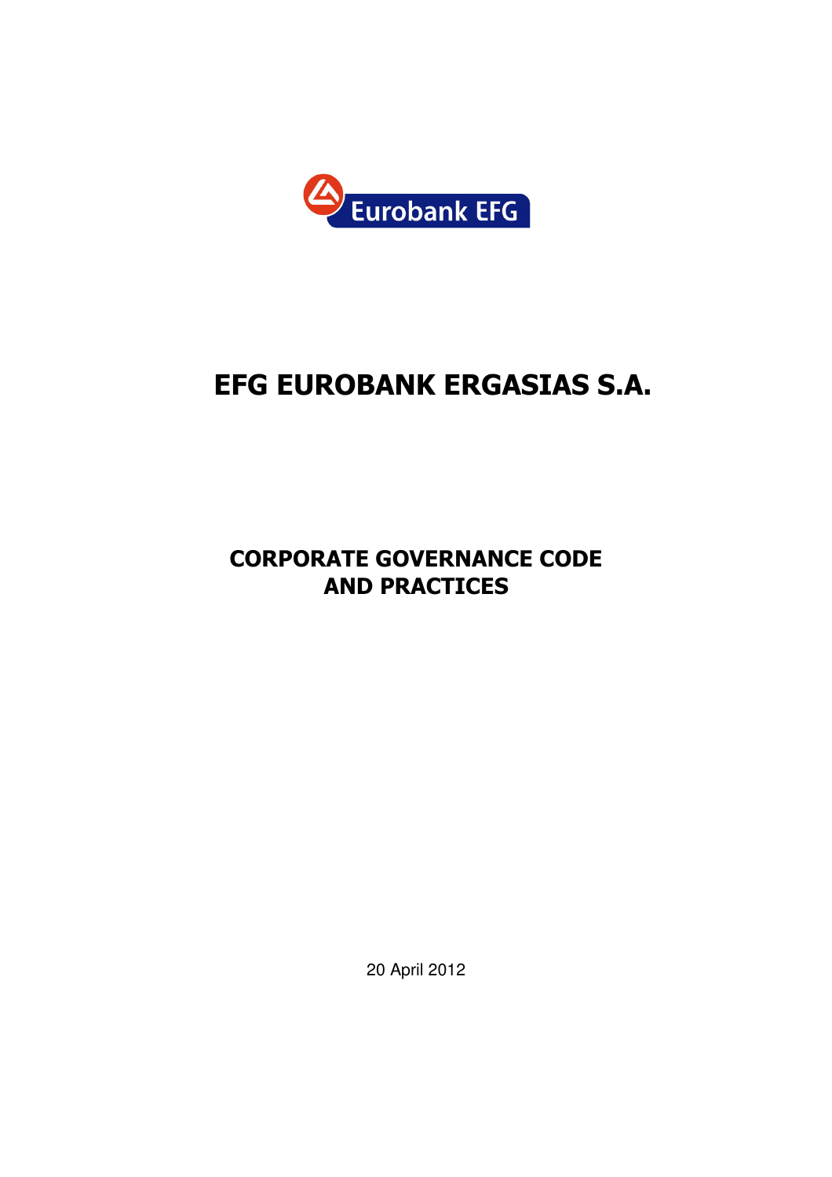Eurobank EFG

# EFG EUROBANK ERGASIAS S.A.

## CORPORATE GOVERNANCE CODE AND PRACTICES

20 April 2012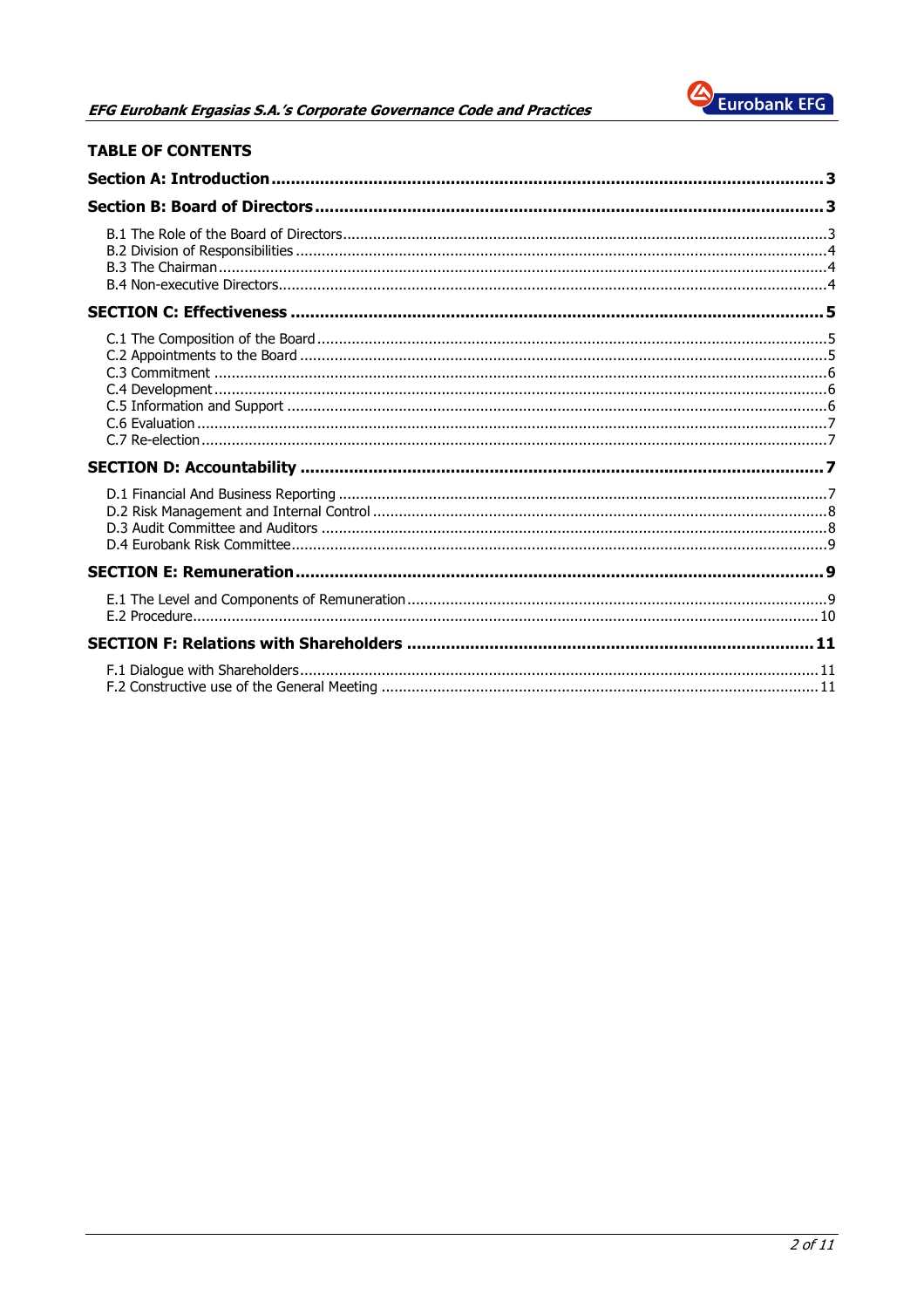## TABLE OF CONTENTS

**Section A: Introduction** ..... **3**

**Section B: Board of Directors** ..... **3**

- B.1 The Role of the Board of Directors ..... 3
- B.2 Division of Responsibilities ..... 4
- B.3 The Chairman ..... 4
- B.4 Non-executive Directors ..... 4

**SECTION C: Effectiveness** ..... **5**

- C.1 The Composition of the Board ..... 5
- C.2 Appointments to the Board ..... 5
- C.3 Commitment ..... 6
- C.4 Development ..... 6
- C.5 Information and Support ..... 6
- C.6 Evaluation ..... 7
- C.7 Re-election ..... 7

**SECTION D: Accountability** ..... **7**

- D.1 Financial And Business Reporting ..... 7
- D.2 Risk Management and Internal Control ..... 8
- D.3 Audit Committee and Auditors ..... 8
- D.4 Eurobank Risk Committee ..... 9

**SECTION E: Remuneration** ..... **9**

- E.1 The Level and Components of Remuneration ..... 9
- E.2 Procedure ..... 10

**SECTION F: Relations with Shareholders** ..... **11**

- F.1 Dialogue with Shareholders ..... 11
- F.2 Constructive use of the General Meeting ..... 11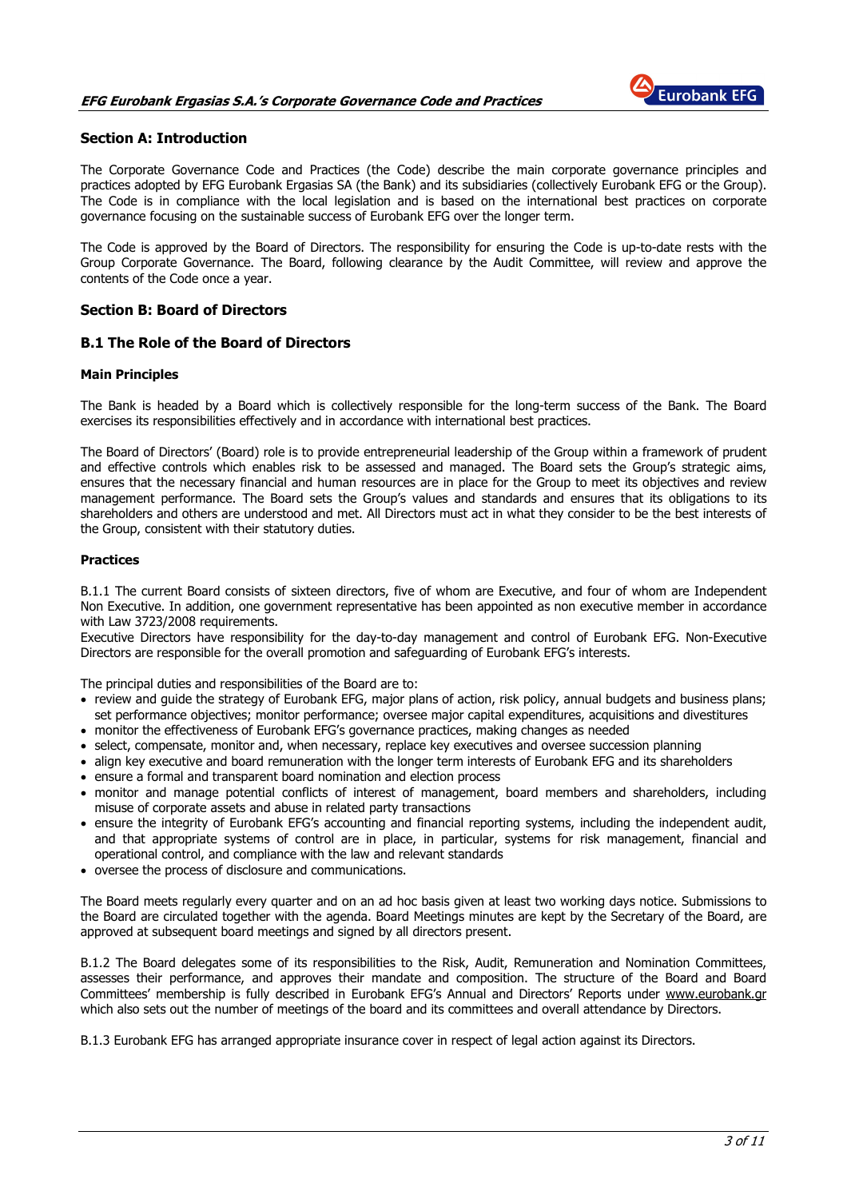## Section A: Introduction

The Corporate Governance Code and Practices (the Code) describe the main corporate governance principles and practices adopted by EFG Eurobank Ergasias SA (the Bank) and its subsidiaries (collectively Eurobank EFG or the Group). The Code is in compliance with the local legislation and is based on the international best practices on corporate governance focusing on the sustainable success of Eurobank EFG over the longer term.

The Code is approved by the Board of Directors. The responsibility for ensuring the Code is up-to-date rests with the Group Corporate Governance. The Board, following clearance by the Audit Committee, will review and approve the contents of the Code once a year.

## Section B: Board of Directors

### B.1 The Role of the Board of Directors

#### Main Principles

The Bank is headed by a Board which is collectively responsible for the long-term success of the Bank. The Board exercises its responsibilities effectively and in accordance with international best practices.

The Board of Directors' (Board) role is to provide entrepreneurial leadership of the Group within a framework of prudent and effective controls which enables risk to be assessed and managed. The Board sets the Group's strategic aims, ensures that the necessary financial and human resources are in place for the Group to meet its objectives and review management performance. The Board sets the Group's values and standards and ensures that its obligations to its shareholders and others are understood and met. All Directors must act in what they consider to be the best interests of the Group, consistent with their statutory duties.

#### Practices

B.1.1 The current Board consists of sixteen directors, five of whom are Executive, and four of whom are Independent Non Executive. In addition, one government representative has been appointed as non executive member in accordance with Law 3723/2008 requirements.
Executive Directors have responsibility for the day-to-day management and control of Eurobank EFG. Non-Executive Directors are responsible for the overall promotion and safeguarding of Eurobank EFG's interests.

The principal duties and responsibilities of the Board are to:

- review and guide the strategy of Eurobank EFG, major plans of action, risk policy, annual budgets and business plans; set performance objectives; monitor performance; oversee major capital expenditures, acquisitions and divestitures
- monitor the effectiveness of Eurobank EFG's governance practices, making changes as needed
- select, compensate, monitor and, when necessary, replace key executives and oversee succession planning
- align key executive and board remuneration with the longer term interests of Eurobank EFG and its shareholders
- ensure a formal and transparent board nomination and election process
- monitor and manage potential conflicts of interest of management, board members and shareholders, including misuse of corporate assets and abuse in related party transactions
- ensure the integrity of Eurobank EFG's accounting and financial reporting systems, including the independent audit, and that appropriate systems of control are in place, in particular, systems for risk management, financial and operational control, and compliance with the law and relevant standards
- oversee the process of disclosure and communications.

The Board meets regularly every quarter and on an ad hoc basis given at least two working days notice. Submissions to the Board are circulated together with the agenda. Board Meetings minutes are kept by the Secretary of the Board, are approved at subsequent board meetings and signed by all directors present.

B.1.2 The Board delegates some of its responsibilities to the Risk, Audit, Remuneration and Nomination Committees, assesses their performance, and approves their mandate and composition. The structure of the Board and Board Committees' membership is fully described in Eurobank EFG's Annual and Directors' Reports under www.eurobank.gr which also sets out the number of meetings of the board and its committees and overall attendance by Directors.

B.1.3 Eurobank EFG has arranged appropriate insurance cover in respect of legal action against its Directors.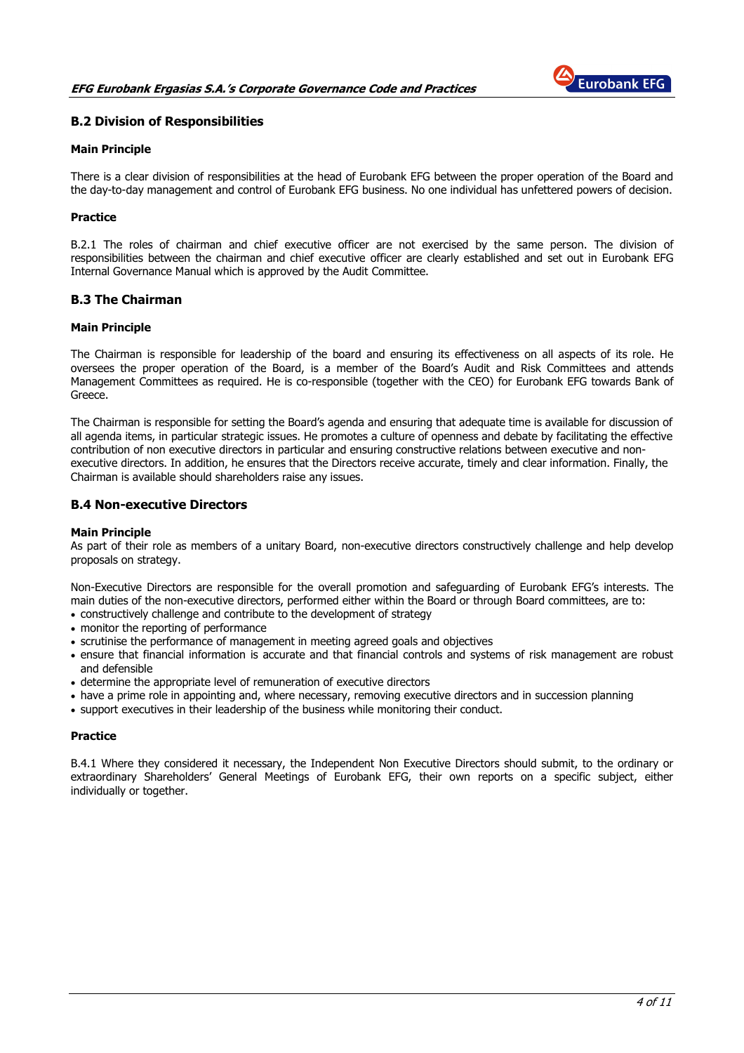## B.2 Division of Responsibilities

### Main Principle

There is a clear division of responsibilities at the head of Eurobank EFG between the proper operation of the Board and the day-to-day management and control of Eurobank EFG business. No one individual has unfettered powers of decision.

### Practice

B.2.1 The roles of chairman and chief executive officer are not exercised by the same person. The division of responsibilities between the chairman and chief executive officer are clearly established and set out in Eurobank EFG Internal Governance Manual which is approved by the Audit Committee.

## B.3 The Chairman

### Main Principle

The Chairman is responsible for leadership of the board and ensuring its effectiveness on all aspects of its role. He oversees the proper operation of the Board, is a member of the Board's Audit and Risk Committees and attends Management Committees as required. He is co-responsible (together with the CEO) for Eurobank EFG towards Bank of Greece.

The Chairman is responsible for setting the Board's agenda and ensuring that adequate time is available for discussion of all agenda items, in particular strategic issues. He promotes a culture of openness and debate by facilitating the effective contribution of non executive directors in particular and ensuring constructive relations between executive and non-executive directors. In addition, he ensures that the Directors receive accurate, timely and clear information. Finally, the Chairman is available should shareholders raise any issues.

## B.4 Non-executive Directors

### Main Principle

As part of their role as members of a unitary Board, non-executive directors constructively challenge and help develop proposals on strategy.

Non-Executive Directors are responsible for the overall promotion and safeguarding of Eurobank EFG's interests. The main duties of the non-executive directors, performed either within the Board or through Board committees, are to:

- constructively challenge and contribute to the development of strategy
- monitor the reporting of performance
- scrutinise the performance of management in meeting agreed goals and objectives
- ensure that financial information is accurate and that financial controls and systems of risk management are robust and defensible
- determine the appropriate level of remuneration of executive directors
- have a prime role in appointing and, where necessary, removing executive directors and in succession planning
- support executives in their leadership of the business while monitoring their conduct.

### Practice

B.4.1 Where they considered it necessary, the Independent Non Executive Directors should submit, to the ordinary or extraordinary Shareholders' General Meetings of Eurobank EFG, their own reports on a specific subject, either individually or together.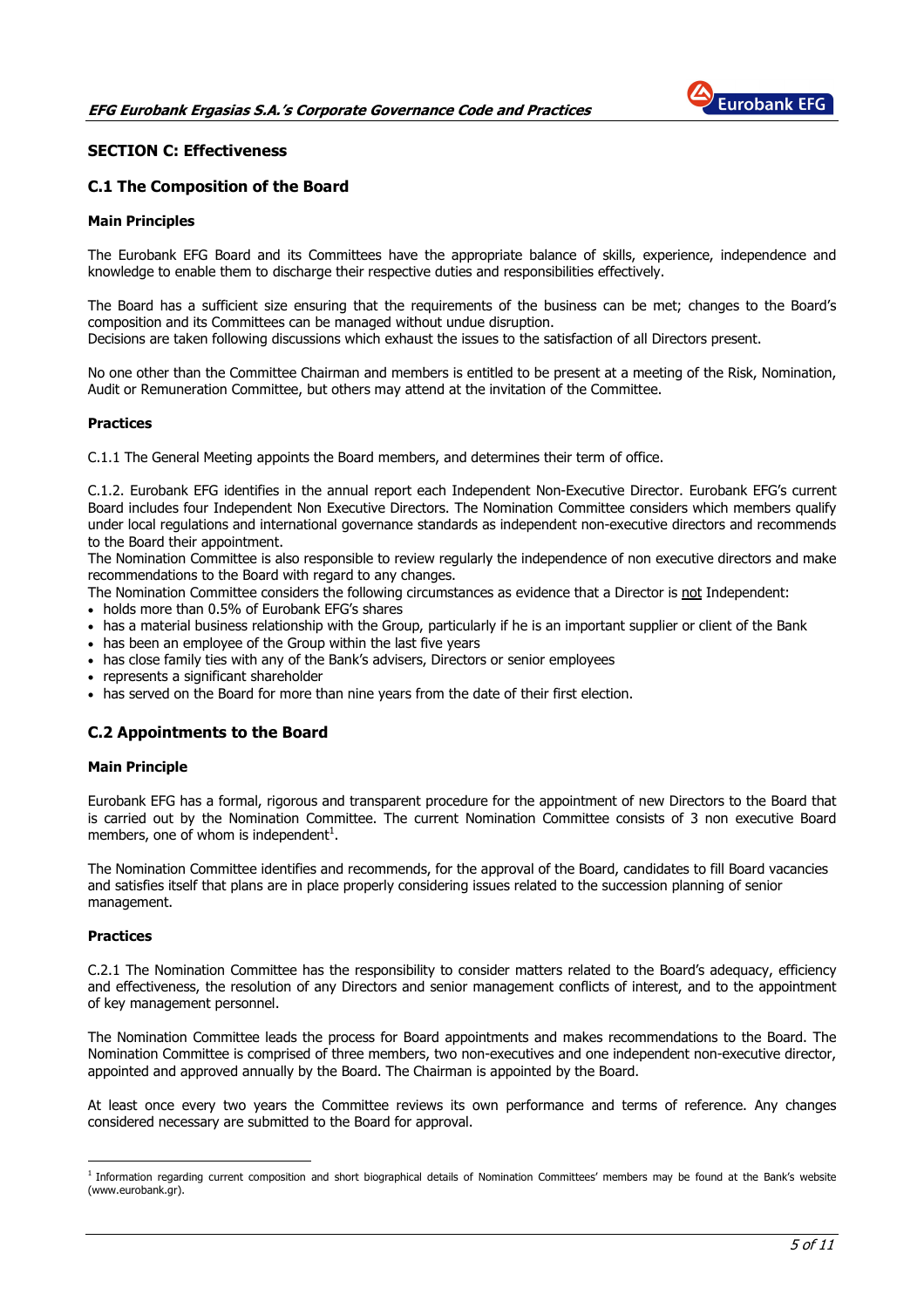## SECTION C: Effectiveness

### C.1 The Composition of the Board

#### Main Principles

The Eurobank EFG Board and its Committees have the appropriate balance of skills, experience, independence and knowledge to enable them to discharge their respective duties and responsibilities effectively.

The Board has a sufficient size ensuring that the requirements of the business can be met; changes to the Board's composition and its Committees can be managed without undue disruption.
Decisions are taken following discussions which exhaust the issues to the satisfaction of all Directors present.

No one other than the Committee Chairman and members is entitled to be present at a meeting of the Risk, Nomination, Audit or Remuneration Committee, but others may attend at the invitation of the Committee.

#### Practices

C.1.1 The General Meeting appoints the Board members, and determines their term of office.

C.1.2. Eurobank EFG identifies in the annual report each Independent Non-Executive Director. Eurobank EFG's current Board includes four Independent Non Executive Directors. The Nomination Committee considers which members qualify under local regulations and international governance standards as independent non-executive directors and recommends to the Board their appointment.
The Nomination Committee is also responsible to review regularly the independence of non executive directors and make recommendations to the Board with regard to any changes.
The Nomination Committee considers the following circumstances as evidence that a Director is not Independent:

- holds more than 0.5% of Eurobank EFG's shares
- has a material business relationship with the Group, particularly if he is an important supplier or client of the Bank
- has been an employee of the Group within the last five years
- has close family ties with any of the Bank's advisers, Directors or senior employees
- represents a significant shareholder
- has served on the Board for more than nine years from the date of their first election.

### C.2 Appointments to the Board

#### Main Principle

Eurobank EFG has a formal, rigorous and transparent procedure for the appointment of new Directors to the Board that is carried out by the Nomination Committee. The current Nomination Committee consists of 3 non executive Board members, one of whom is independent[1].

The Nomination Committee identifies and recommends, for the approval of the Board, candidates to fill Board vacancies and satisfies itself that plans are in place properly considering issues related to the succession planning of senior management.

#### Practices

C.2.1 The Nomination Committee has the responsibility to consider matters related to the Board's adequacy, efficiency and effectiveness, the resolution of any Directors and senior management conflicts of interest, and to the appointment of key management personnel.

The Nomination Committee leads the process for Board appointments and makes recommendations to the Board. The Nomination Committee is comprised of three members, two non-executives and one independent non-executive director, appointed and approved annually by the Board. The Chairman is appointed by the Board.

At least once every two years the Committee reviews its own performance and terms of reference. Any changes considered necessary are submitted to the Board for approval.

---

[1] Information regarding current composition and short biographical details of Nomination Committees' members may be found at the Bank's website (www.eurobank.gr).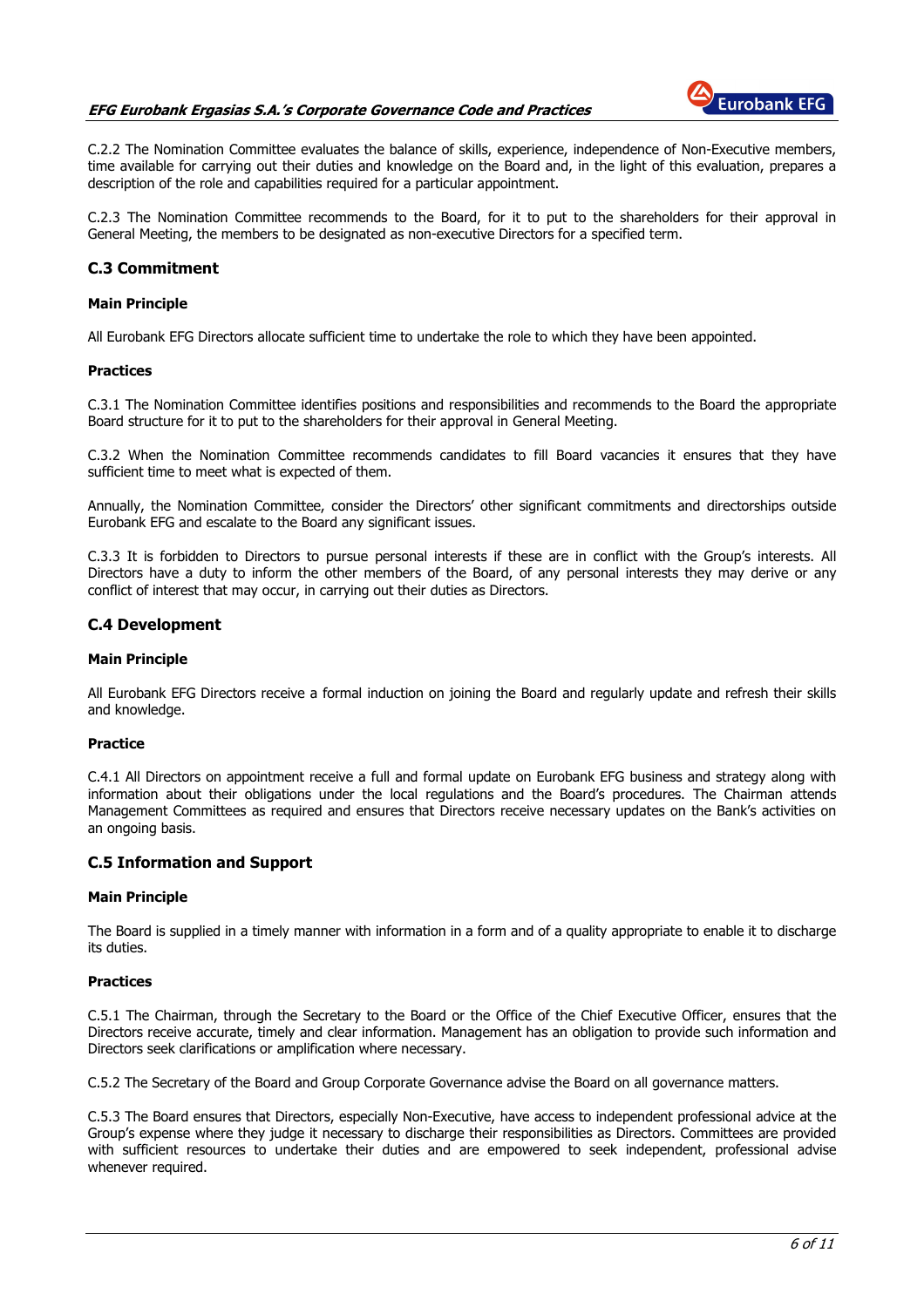C.2.2 The Nomination Committee evaluates the balance of skills, experience, independence of Non-Executive members, time available for carrying out their duties and knowledge on the Board and, in the light of this evaluation, prepares a description of the role and capabilities required for a particular appointment.

C.2.3 The Nomination Committee recommends to the Board, for it to put to the shareholders for their approval in General Meeting, the members to be designated as non-executive Directors for a specified term.

## C.3 Commitment

### Main Principle

All Eurobank EFG Directors allocate sufficient time to undertake the role to which they have been appointed.

### Practices

C.3.1 The Nomination Committee identifies positions and responsibilities and recommends to the Board the appropriate Board structure for it to put to the shareholders for their approval in General Meeting.

C.3.2 When the Nomination Committee recommends candidates to fill Board vacancies it ensures that they have sufficient time to meet what is expected of them.

Annually, the Nomination Committee, consider the Directors' other significant commitments and directorships outside Eurobank EFG and escalate to the Board any significant issues.

C.3.3 It is forbidden to Directors to pursue personal interests if these are in conflict with the Group's interests. All Directors have a duty to inform the other members of the Board, of any personal interests they may derive or any conflict of interest that may occur, in carrying out their duties as Directors.

## C.4 Development

### Main Principle

All Eurobank EFG Directors receive a formal induction on joining the Board and regularly update and refresh their skills and knowledge.

### Practice

C.4.1 All Directors on appointment receive a full and formal update on Eurobank EFG business and strategy along with information about their obligations under the local regulations and the Board's procedures. The Chairman attends Management Committees as required and ensures that Directors receive necessary updates on the Bank's activities on an ongoing basis.

## C.5 Information and Support

### Main Principle

The Board is supplied in a timely manner with information in a form and of a quality appropriate to enable it to discharge its duties.

### Practices

C.5.1 The Chairman, through the Secretary to the Board or the Office of the Chief Executive Officer, ensures that the Directors receive accurate, timely and clear information. Management has an obligation to provide such information and Directors seek clarifications or amplification where necessary.

C.5.2 The Secretary of the Board and Group Corporate Governance advise the Board on all governance matters.

C.5.3 The Board ensures that Directors, especially Non-Executive, have access to independent professional advice at the Group's expense where they judge it necessary to discharge their responsibilities as Directors. Committees are provided with sufficient resources to undertake their duties and are empowered to seek independent, professional advise whenever required.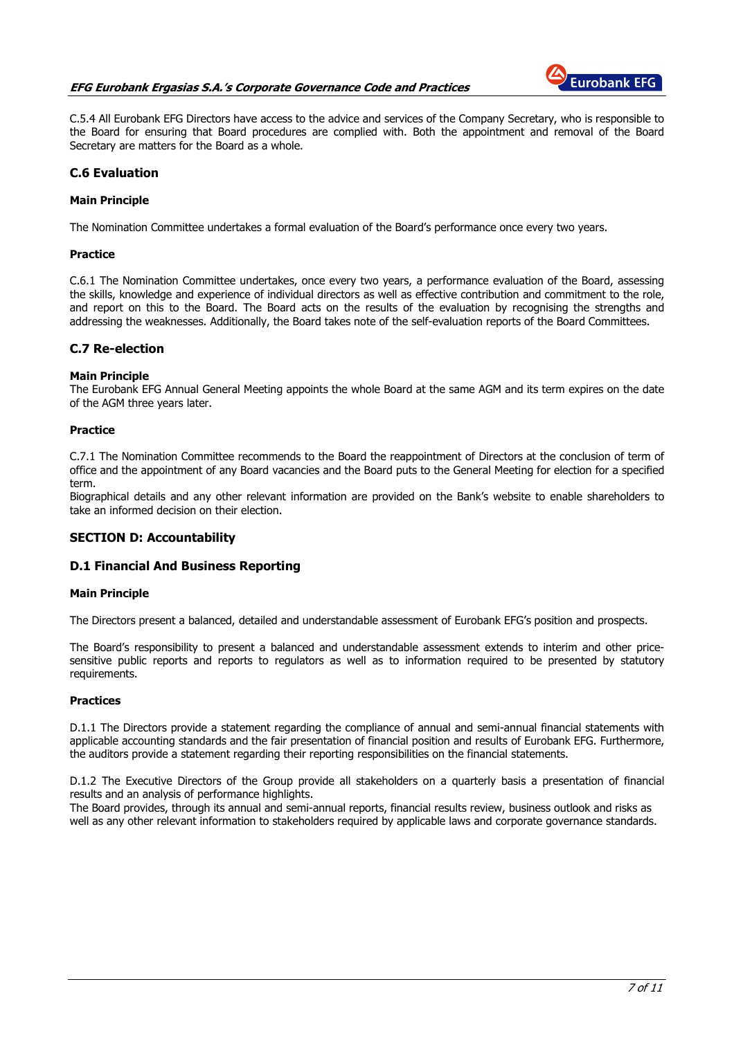C.5.4 All Eurobank EFG Directors have access to the advice and services of the Company Secretary, who is responsible to the Board for ensuring that Board procedures are complied with. Both the appointment and removal of the Board Secretary are matters for the Board as a whole.

### C.6 Evaluation

**Main Principle**

The Nomination Committee undertakes a formal evaluation of the Board's performance once every two years.

**Practice**

C.6.1 The Nomination Committee undertakes, once every two years, a performance evaluation of the Board, assessing the skills, knowledge and experience of individual directors as well as effective contribution and commitment to the role, and report on this to the Board. The Board acts on the results of the evaluation by recognising the strengths and addressing the weaknesses. Additionally, the Board takes note of the self-evaluation reports of the Board Committees.

### C.7 Re-election

**Main Principle**

The Eurobank EFG Annual General Meeting appoints the whole Board at the same AGM and its term expires on the date of the AGM three years later.

**Practice**

C.7.1 The Nomination Committee recommends to the Board the reappointment of Directors at the conclusion of term of office and the appointment of any Board vacancies and the Board puts to the General Meeting for election for a specified term.

Biographical details and any other relevant information are provided on the Bank's website to enable shareholders to take an informed decision on their election.

## SECTION D: Accountability

### D.1 Financial And Business Reporting

**Main Principle**

The Directors present a balanced, detailed and understandable assessment of Eurobank EFG's position and prospects.

The Board's responsibility to present a balanced and understandable assessment extends to interim and other price-sensitive public reports and reports to regulators as well as to information required to be presented by statutory requirements.

**Practices**

D.1.1 The Directors provide a statement regarding the compliance of annual and semi-annual financial statements with applicable accounting standards and the fair presentation of financial position and results of Eurobank EFG. Furthermore, the auditors provide a statement regarding their reporting responsibilities on the financial statements.

D.1.2 The Executive Directors of the Group provide all stakeholders on a quarterly basis a presentation of financial results and an analysis of performance highlights.

The Board provides, through its annual and semi-annual reports, financial results review, business outlook and risks as well as any other relevant information to stakeholders required by applicable laws and corporate governance standards.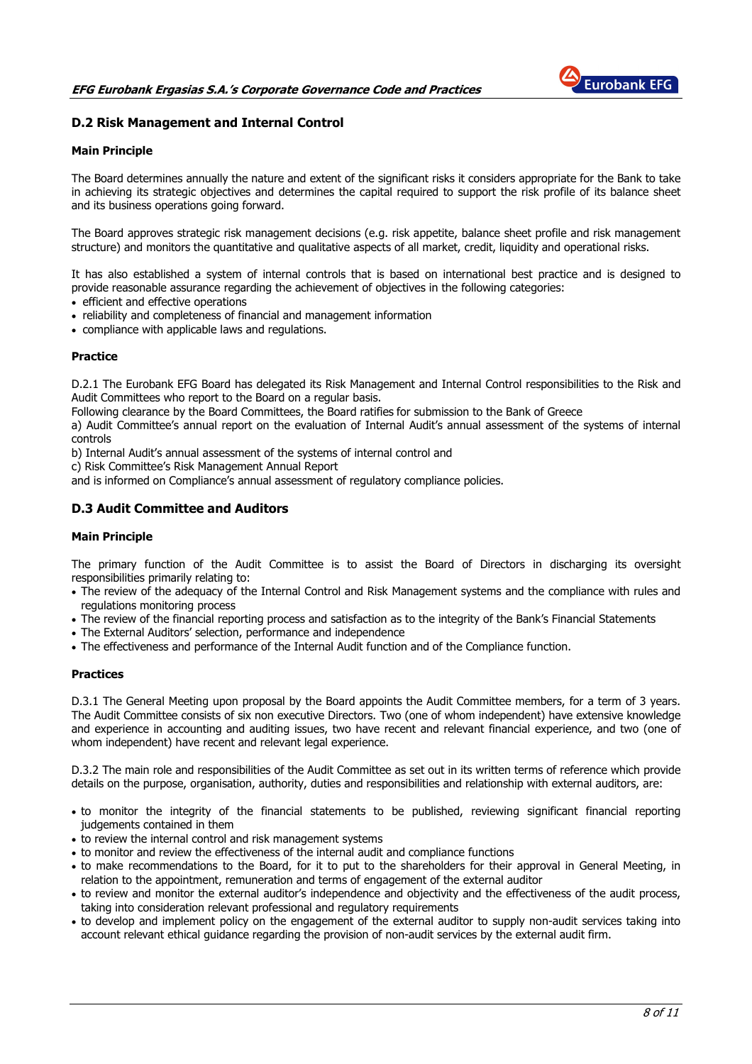## D.2 Risk Management and Internal Control

### Main Principle

The Board determines annually the nature and extent of the significant risks it considers appropriate for the Bank to take in achieving its strategic objectives and determines the capital required to support the risk profile of its balance sheet and its business operations going forward.

The Board approves strategic risk management decisions (e.g. risk appetite, balance sheet profile and risk management structure) and monitors the quantitative and qualitative aspects of all market, credit, liquidity and operational risks.

It has also established a system of internal controls that is based on international best practice and is designed to provide reasonable assurance regarding the achievement of objectives in the following categories:

- efficient and effective operations
- reliability and completeness of financial and management information
- compliance with applicable laws and regulations.

### Practice

D.2.1 The Eurobank EFG Board has delegated its Risk Management and Internal Control responsibilities to the Risk and Audit Committees who report to the Board on a regular basis.
Following clearance by the Board Committees, the Board ratifies for submission to the Bank of Greece
a) Audit Committee's annual report on the evaluation of Internal Audit's annual assessment of the systems of internal controls
b) Internal Audit's annual assessment of the systems of internal control and
c) Risk Committee's Risk Management Annual Report
and is informed on Compliance's annual assessment of regulatory compliance policies.

## D.3 Audit Committee and Auditors

### Main Principle

The primary function of the Audit Committee is to assist the Board of Directors in discharging its oversight responsibilities primarily relating to:

- The review of the adequacy of the Internal Control and Risk Management systems and the compliance with rules and regulations monitoring process
- The review of the financial reporting process and satisfaction as to the integrity of the Bank's Financial Statements
- The External Auditors' selection, performance and independence
- The effectiveness and performance of the Internal Audit function and of the Compliance function.

### Practices

D.3.1 The General Meeting upon proposal by the Board appoints the Audit Committee members, for a term of 3 years. The Audit Committee consists of six non executive Directors. Two (one of whom independent) have extensive knowledge and experience in accounting and auditing issues, two have recent and relevant financial experience, and two (one of whom independent) have recent and relevant legal experience.

D.3.2 The main role and responsibilities of the Audit Committee as set out in its written terms of reference which provide details on the purpose, organisation, authority, duties and responsibilities and relationship with external auditors, are:

- to monitor the integrity of the financial statements to be published, reviewing significant financial reporting judgements contained in them
- to review the internal control and risk management systems
- to monitor and review the effectiveness of the internal audit and compliance functions
- to make recommendations to the Board, for it to put to the shareholders for their approval in General Meeting, in relation to the appointment, remuneration and terms of engagement of the external auditor
- to review and monitor the external auditor's independence and objectivity and the effectiveness of the audit process, taking into consideration relevant professional and regulatory requirements
- to develop and implement policy on the engagement of the external auditor to supply non-audit services taking into account relevant ethical guidance regarding the provision of non-audit services by the external audit firm.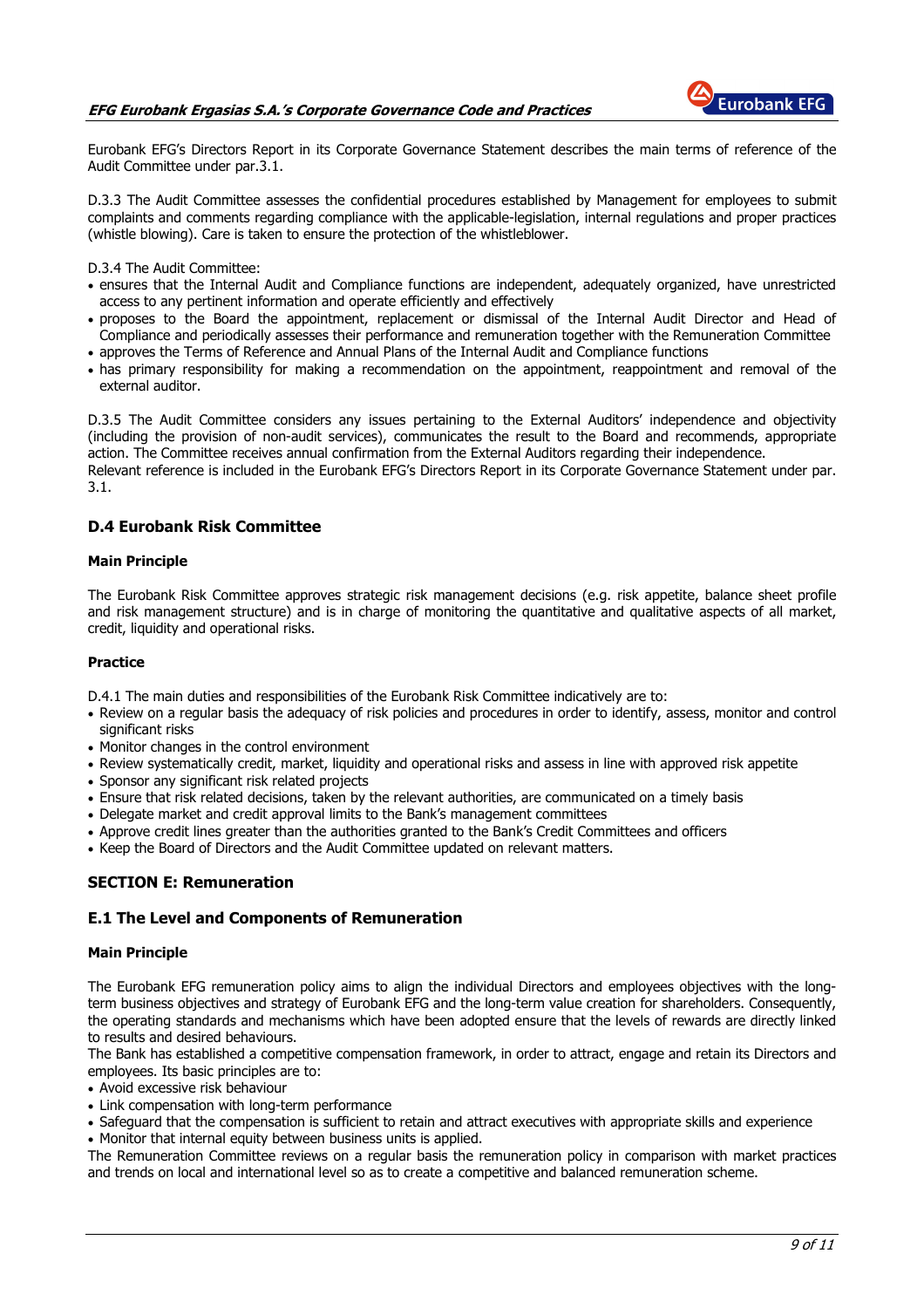Eurobank EFG's Directors Report in its Corporate Governance Statement describes the main terms of reference of the Audit Committee under par.3.1.

D.3.3 The Audit Committee assesses the confidential procedures established by Management for employees to submit complaints and comments regarding compliance with the applicable-legislation, internal regulations and proper practices (whistle blowing). Care is taken to ensure the protection of the whistleblower.

D.3.4 The Audit Committee:

- ensures that the Internal Audit and Compliance functions are independent, adequately organized, have unrestricted access to any pertinent information and operate efficiently and effectively
- proposes to the Board the appointment, replacement or dismissal of the Internal Audit Director and Head of Compliance and periodically assesses their performance and remuneration together with the Remuneration Committee
- approves the Terms of Reference and Annual Plans of the Internal Audit and Compliance functions
- has primary responsibility for making a recommendation on the appointment, reappointment and removal of the external auditor.

D.3.5 The Audit Committee considers any issues pertaining to the External Auditors' independence and objectivity (including the provision of non-audit services), communicates the result to the Board and recommends, appropriate action. The Committee receives annual confirmation from the External Auditors regarding their independence.
Relevant reference is included in the Eurobank EFG's Directors Report in its Corporate Governance Statement under par. 3.1.

### D.4 Eurobank Risk Committee

**Main Principle**

The Eurobank Risk Committee approves strategic risk management decisions (e.g. risk appetite, balance sheet profile and risk management structure) and is in charge of monitoring the quantitative and qualitative aspects of all market, credit, liquidity and operational risks.

**Practice**

D.4.1 The main duties and responsibilities of the Eurobank Risk Committee indicatively are to:

- Review on a regular basis the adequacy of risk policies and procedures in order to identify, assess, monitor and control significant risks
- Monitor changes in the control environment
- Review systematically credit, market, liquidity and operational risks and assess in line with approved risk appetite
- Sponsor any significant risk related projects
- Ensure that risk related decisions, taken by the relevant authorities, are communicated on a timely basis
- Delegate market and credit approval limits to the Bank's management committees
- Approve credit lines greater than the authorities granted to the Bank's Credit Committees and officers
- Keep the Board of Directors and the Audit Committee updated on relevant matters.

## SECTION E: Remuneration

### E.1 The Level and Components of Remuneration

**Main Principle**

The Eurobank EFG remuneration policy aims to align the individual Directors and employees objectives with the long-term business objectives and strategy of Eurobank EFG and the long-term value creation for shareholders. Consequently, the operating standards and mechanisms which have been adopted ensure that the levels of rewards are directly linked to results and desired behaviours.
The Bank has established a competitive compensation framework, in order to attract, engage and retain its Directors and employees. Its basic principles are to:

- Avoid excessive risk behaviour
- Link compensation with long-term performance
- Safeguard that the compensation is sufficient to retain and attract executives with appropriate skills and experience
- Monitor that internal equity between business units is applied.

The Remuneration Committee reviews on a regular basis the remuneration policy in comparison with market practices and trends on local and international level so as to create a competitive and balanced remuneration scheme.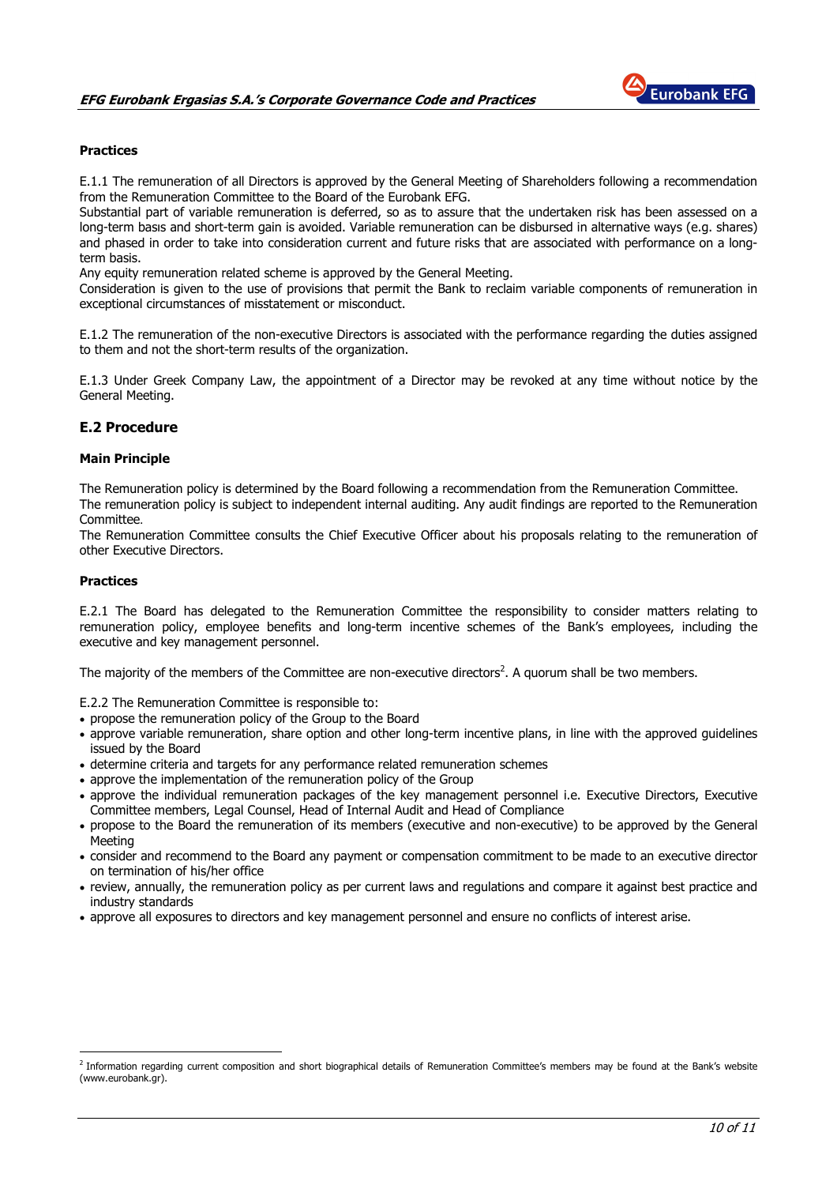**Practices**

E.1.1 The remuneration of all Directors is approved by the General Meeting of Shareholders following a recommendation from the Remuneration Committee to the Board of the Eurobank EFG.
Substantial part of variable remuneration is deferred, so as to assure that the undertaken risk has been assessed on a long-term basıs and short-term gain is avoided. Variable remuneration can be disbursed in alternative ways (e.g. shares) and phased in order to take into consideration current and future risks that are associated with performance on a long-term basis.
Any equity remuneration related scheme is approved by the General Meeting.
Consideration is given to the use of provisions that permit the Bank to reclaim variable components of remuneration in exceptional circumstances of misstatement or misconduct.

E.1.2 The remuneration of the non-executive Directors is associated with the performance regarding the duties assigned to them and not the short-term results of the organization.

E.1.3 Under Greek Company Law, the appointment of a Director may be revoked at any time without notice by the General Meeting.

## E.2 Procedure

**Main Principle**

The Remuneration policy is determined by the Board following a recommendation from the Remuneration Committee.
The remuneration policy is subject to independent internal auditing. Any audit findings are reported to the Remuneration Committee.
The Remuneration Committee consults the Chief Executive Officer about his proposals relating to the remuneration of other Executive Directors.

**Practices**

E.2.1 The Board has delegated to the Remuneration Committee the responsibility to consider matters relating to remuneration policy, employee benefits and long-term incentive schemes of the Bank's employees, including the executive and key management personnel.

The majority of the members of the Committee are non-executive directors[2]. A quorum shall be two members.

E.2.2 The Remuneration Committee is responsible to:

- propose the remuneration policy of the Group to the Board
- approve variable remuneration, share option and other long-term incentive plans, in line with the approved guidelines issued by the Board
- determine criteria and targets for any performance related remuneration schemes
- approve the implementation of the remuneration policy of the Group
- approve the individual remuneration packages of the key management personnel i.e. Executive Directors, Executive Committee members, Legal Counsel, Head of Internal Audit and Head of Compliance
- propose to the Board the remuneration of its members (executive and non-executive) to be approved by the General Meeting
- consider and recommend to the Board any payment or compensation commitment to be made to an executive director on termination of his/her office
- review, annually, the remuneration policy as per current laws and regulations and compare it against best practice and industry standards
- approve all exposures to directors and key management personnel and ensure no conflicts of interest arise.

[2] Information regarding current composition and short biographical details of Remuneration Committee's members may be found at the Bank's website (www.eurobank.gr).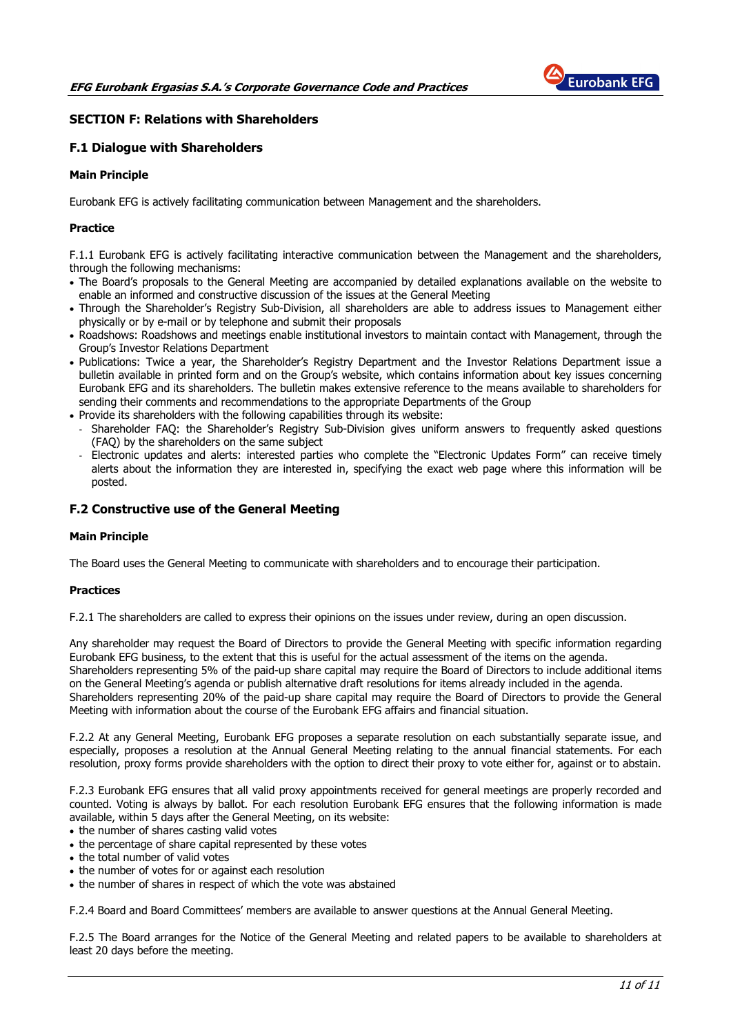## SECTION F: Relations with Shareholders

### F.1 Dialogue with Shareholders

**Main Principle**

Eurobank EFG is actively facilitating communication between Management and the shareholders.

**Practice**

F.1.1 Eurobank EFG is actively facilitating interactive communication between the Management and the shareholders, through the following mechanisms:

- The Board's proposals to the General Meeting are accompanied by detailed explanations available on the website to enable an informed and constructive discussion of the issues at the General Meeting
- Through the Shareholder's Registry Sub-Division, all shareholders are able to address issues to Management either physically or by e-mail or by telephone and submit their proposals
- Roadshows: Roadshows and meetings enable institutional investors to maintain contact with Management, through the Group's Investor Relations Department
- Publications: Twice a year, the Shareholder's Registry Department and the Investor Relations Department issue a bulletin available in printed form and on the Group's website, which contains information about key issues concerning Eurobank EFG and its shareholders. The bulletin makes extensive reference to the means available to shareholders for sending their comments and recommendations to the appropriate Departments of the Group
- Provide its shareholders with the following capabilities through its website:
  - Shareholder FAQ: the Shareholder's Registry Sub-Division gives uniform answers to frequently asked questions (FAQ) by the shareholders on the same subject
  - Electronic updates and alerts: interested parties who complete the "Electronic Updates Form" can receive timely alerts about the information they are interested in, specifying the exact web page where this information will be posted.

### F.2 Constructive use of the General Meeting

**Main Principle**

The Board uses the General Meeting to communicate with shareholders and to encourage their participation.

**Practices**

F.2.1 The shareholders are called to express their opinions on the issues under review, during an open discussion.

Any shareholder may request the Board of Directors to provide the General Meeting with specific information regarding Eurobank EFG business, to the extent that this is useful for the actual assessment of the items on the agenda.
Shareholders representing 5% of the paid-up share capital may require the Board of Directors to include additional items on the General Meeting's agenda or publish alternative draft resolutions for items already included in the agenda.
Shareholders representing 20% of the paid-up share capital may require the Board of Directors to provide the General Meeting with information about the course of the Eurobank EFG affairs and financial situation.

F.2.2 At any General Meeting, Eurobank EFG proposes a separate resolution on each substantially separate issue, and especially, proposes a resolution at the Annual General Meeting relating to the annual financial statements. For each resolution, proxy forms provide shareholders with the option to direct their proxy to vote either for, against or to abstain.

F.2.3 Eurobank EFG ensures that all valid proxy appointments received for general meetings are properly recorded and counted. Voting is always by ballot. For each resolution Eurobank EFG ensures that the following information is made available, within 5 days after the General Meeting, on its website:

- the number of shares casting valid votes
- the percentage of share capital represented by these votes
- the total number of valid votes
- the number of votes for or against each resolution
- the number of shares in respect of which the vote was abstained

F.2.4 Board and Board Committees' members are available to answer questions at the Annual General Meeting.

F.2.5 The Board arranges for the Notice of the General Meeting and related papers to be available to shareholders at least 20 days before the meeting.